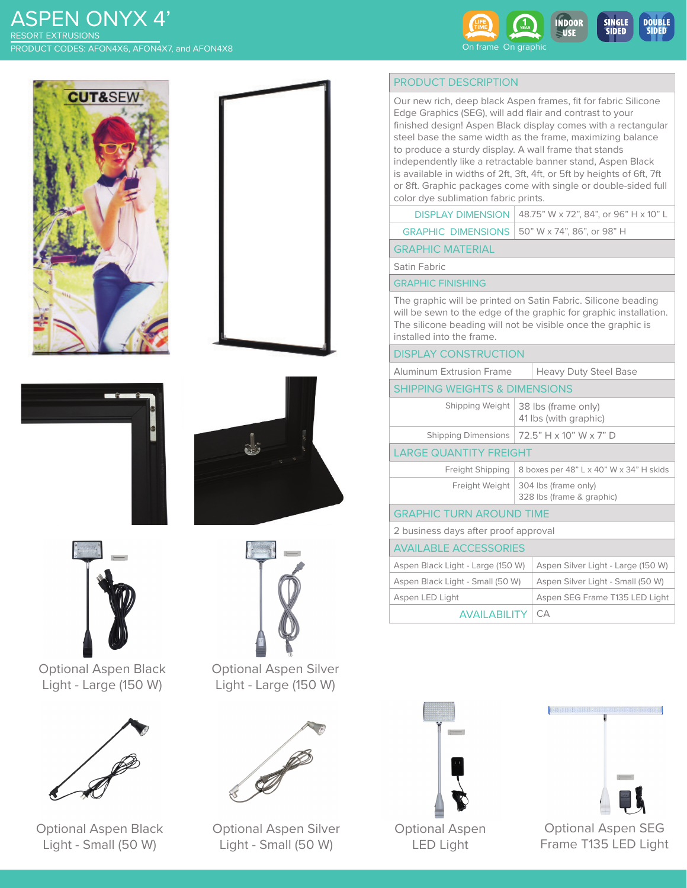# ASPEN ONYX 4’

RESORT EXTRUSIONS

PRODUCT CODES: AFON4X6, AFON4X7, and AFON4X8

LIFE TIME — On frame | 1 YEAR — On graphic | INDOOR USE | SINGLE SIDED | DOUBLE SIDED

## PRODUCT DESCRIPTION

Our new rich, deep black Aspen frames, fit for fabric Silicone Edge Graphics (SEG), will add flair and contrast to your finished design! Aspen Black display comes with a rectangular steel base the same width as the frame, maximizing balance to produce a sturdy display. A wall frame that stands independently like a retractable banner stand, Aspen Black is available in widths of 2ft, 3ft, 4ft, or 5ft by heights of 6ft, 7ft or 8ft. Graphic packages come with single or double-sided full color dye sublimation fabric prints.

| | |
|---|---|
| DISPLAY DIMENSION | 48.75” W x 72”, 84”, or 96” H x 10” L |
| GRAPHIC DIMENSIONS | 50” W x 74”, 86”, or 98” H |

## GRAPHIC MATERIAL

Satin Fabric

## GRAPHIC FINISHING

The graphic will be printed on Satin Fabric. Silicone beading will be sewn to the edge of the graphic for graphic installation. The silicone beading will not be visible once the graphic is installed into the frame.

## DISPLAY CONSTRUCTION

| | |
|---|---|
| Aluminum Extrusion Frame | Heavy Duty Steel Base |

## SHIPPING WEIGHTS & DIMENSIONS

| | |
|---|---|
| Shipping Weight | 38 lbs (frame only)<br>41 lbs (with graphic) |
| Shipping Dimensions | 72.5” H x 10” W x 7” D |

## LARGE QUANTITY FREIGHT

| | |
|---|---|
| Freight Shipping | 8 boxes per 48” L x 40” W x 34” H skids |
| Freight Weight | 304 lbs (frame only)<br>328 lbs (frame & graphic) |

## GRAPHIC TURN AROUND TIME

2 business days after proof approval

## AVAILABLE ACCESSORIES

| | |
|---|---|
| Aspen Black Light - Large (150 W) | Aspen Silver Light - Large (150 W) |
| Aspen Black Light - Small (50 W) | Aspen Silver Light - Small (50 W) |
| Aspen LED Light | Aspen SEG Frame T135 LED Light |
| AVAILABILITY | CA |

Optional Aspen Black Light - Large (150 W)

Optional Aspen Silver Light - Large (150 W)

Optional Aspen Black Light - Small (50 W)

Optional Aspen Silver Light - Small (50 W)

Optional Aspen LED Light

Optional Aspen SEG Frame T135 LED Light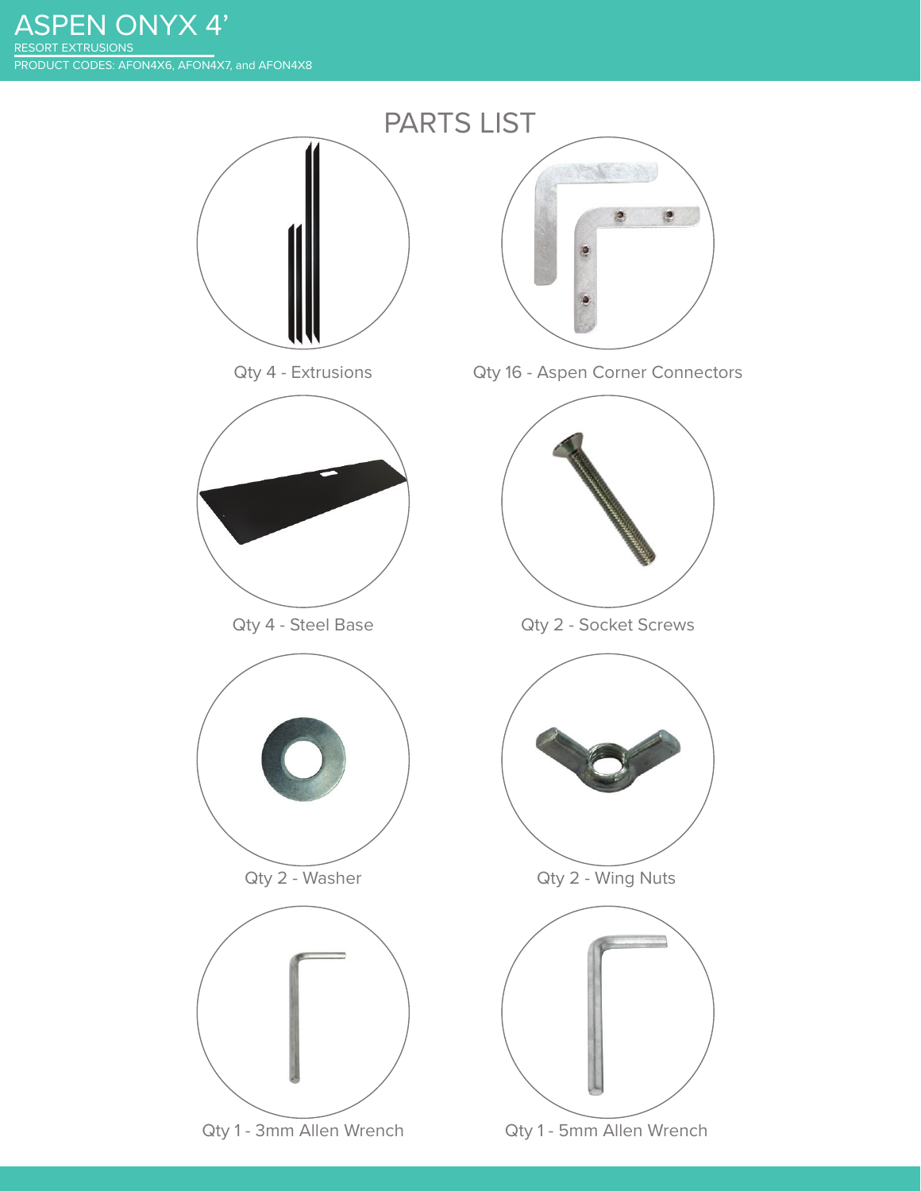# ASPEN ONYX 4'

RESORT EXTRUSIONS

PRODUCT CODES: AFON4X6, AFON4X7, and AFON4X8

## PARTS LIST

- Qty 4 - Extrusions
- Qty 16 - Aspen Corner Connectors
- Qty 4 - Steel Base
- Qty 2 - Socket Screws
- Qty 2 - Washer
- Qty 2 - Wing Nuts
- Qty 1 - 3mm Allen Wrench
- Qty 1 - 5mm Allen Wrench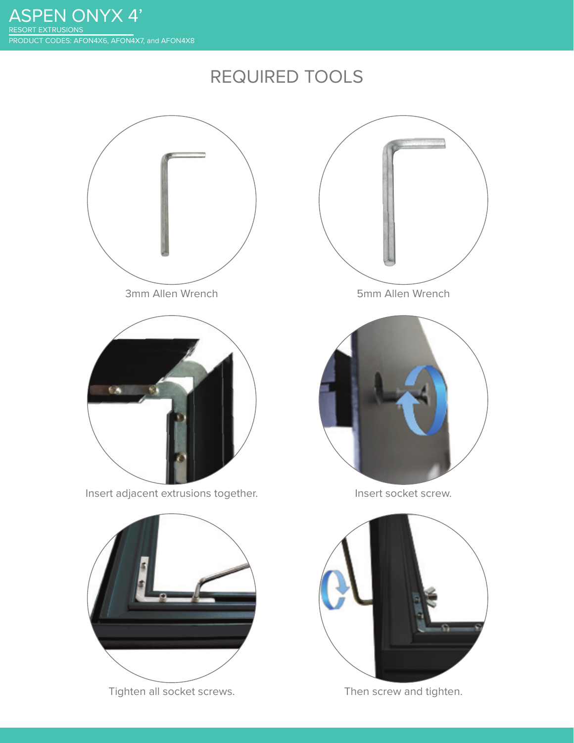# ASPEN ONYX 4'

RESORT EXTRUSIONS

PRODUCT CODES: AFON4X6, AFON4X7, and AFON4X8

## REQUIRED TOOLS

3mm Allen Wrench

5mm Allen Wrench

Insert adjacent extrusions together.

Insert socket screw.

Tighten all socket screws.

Then screw and tighten.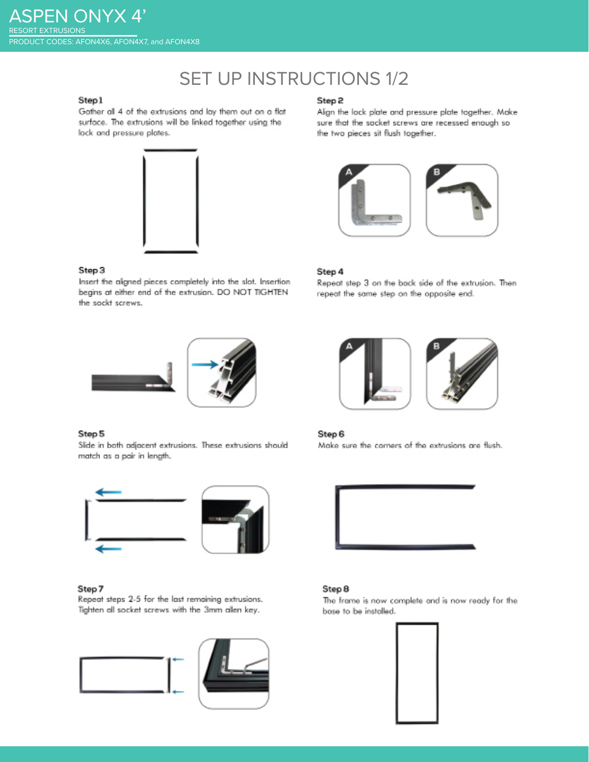# ASPEN ONYX 4'

RESORT EXTRUSIONS

PRODUCT CODES: AFON4X6, AFON4X7, and AFON4X8

## SET UP INSTRUCTIONS 1/2

**Step 1**

Gather all 4 of the extrusions and lay them out on a flat surface. The extrusions will be linked together using the lock and pressure plates.

**Step 2**

Align the lock plate and pressure plate together. Make sure that the socket screws are recessed enough so the two pieces sit flush together.

A B

**Step 3**

Insert the aligned pieces completely into the slot. Insertion begins at either end of the extrusion. DO NOT TIGHTEN the sockt screws.

**Step 4**

Repeat step 3 on the back side of the extrusion. Then repeat the same step on the opposite end.

A B

**Step 5**

Slide in both adjacent extrusions. These extrusions should match as a pair in length.

**Step 6**

Make sure the corners of the extrusions are flush.

**Step 7**

Repeat steps 2-5 for the last remaining extrusions. Tighten all socket screws with the 3mm allen key.

**Step 8**

The frame is now complete and is now ready for the base to be installed.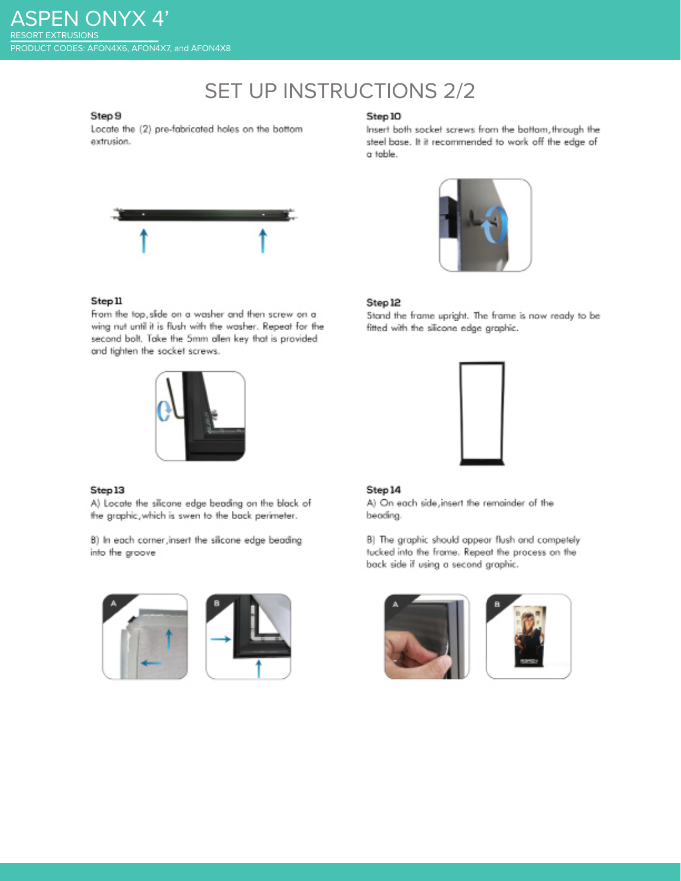# SET UP INSTRUCTIONS 2/2

**Step 9**

Locate the (2) pre-fabricated holes on the bottom extrusion.

**Step 10**

Insert both socket screws from the bottom, through the steel base. It it recommended to work off the edge of a table.

**Step 11**

From the top, slide on a washer and then screw on a wing nut until it is flush with the washer. Repeat for the second bolt. Take the 5mm allen key that is provided and tighten the socket screws.

**Step 12**

Stand the frame upright. The frame is now ready to be fitted with the silicone edge graphic.

**Step 13**

A) Locate the silicone edge beading on the black of the graphic, which is swen to the back perimeter.

B) In each corner, insert the silicone edge beading into the groove

A

B

**Step 14**

A) On each side, insert the remainder of the beading.

B) The graphic should appear flush and competely tucked into the frame. Repeat the process on the back side if using a second graphic.

A

B